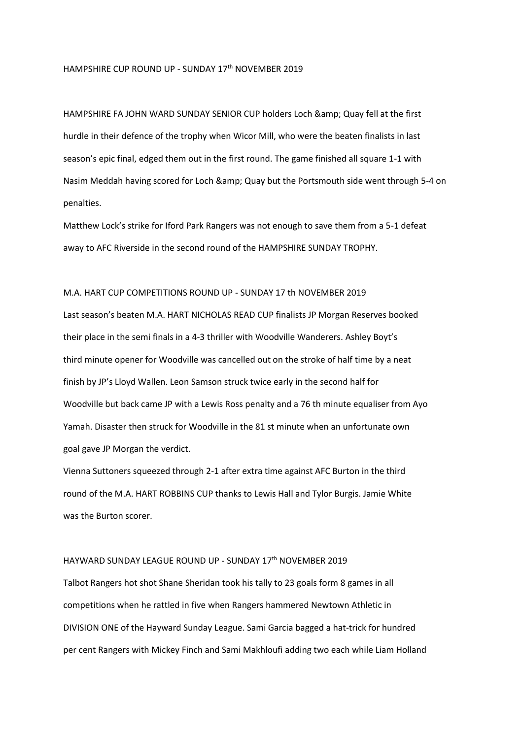## HAMPSHIRE CUP ROUND UP - SUNDAY 17th NOVEMBER 2019

HAMPSHIRE FA JOHN WARD SUNDAY SENIOR CUP holders Loch &amp; Quay fell at the first hurdle in their defence of the trophy when Wicor Mill, who were the beaten finalists in last season's epic final, edged them out in the first round. The game finished all square 1-1 with Nasim Meddah having scored for Loch &amp; Quay but the Portsmouth side went through 5-4 on penalties.

Matthew Lock's strike for Iford Park Rangers was not enough to save them from a 5-1 defeat away to AFC Riverside in the second round of the HAMPSHIRE SUNDAY TROPHY.

## M.A. HART CUP COMPETITIONS ROUND UP - SUNDAY 17 th NOVEMBER 2019

Last season's beaten M.A. HART NICHOLAS READ CUP finalists JP Morgan Reserves booked their place in the semi finals in a 4-3 thriller with Woodville Wanderers. Ashley Boyt's third minute opener for Woodville was cancelled out on the stroke of half time by a neat finish by JP's Lloyd Wallen. Leon Samson struck twice early in the second half for Woodville but back came JP with a Lewis Ross penalty and a 76 th minute equaliser from Ayo Yamah. Disaster then struck for Woodville in the 81 st minute when an unfortunate own goal gave JP Morgan the verdict.

Vienna Suttoners squeezed through 2-1 after extra time against AFC Burton in the third round of the M.A. HART ROBBINS CUP thanks to Lewis Hall and Tylor Burgis. Jamie White was the Burton scorer.

## HAYWARD SUNDAY LEAGUE ROUND UP - SUNDAY 17th NOVEMBER 2019

Talbot Rangers hot shot Shane Sheridan took his tally to 23 goals form 8 games in all competitions when he rattled in five when Rangers hammered Newtown Athletic in DIVISION ONE of the Hayward Sunday League. Sami Garcia bagged a hat-trick for hundred per cent Rangers with Mickey Finch and Sami Makhloufi adding two each while Liam Holland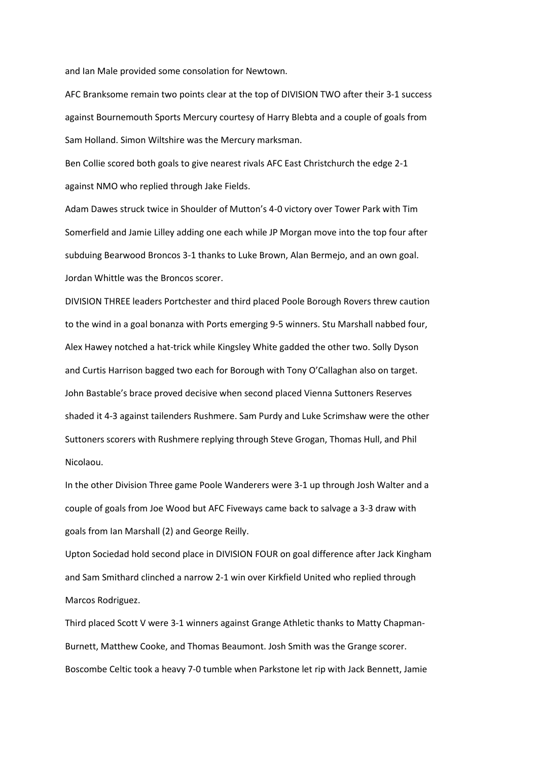and Ian Male provided some consolation for Newtown.

AFC Branksome remain two points clear at the top of DIVISION TWO after their 3-1 success against Bournemouth Sports Mercury courtesy of Harry Blebta and a couple of goals from Sam Holland. Simon Wiltshire was the Mercury marksman.

Ben Collie scored both goals to give nearest rivals AFC East Christchurch the edge 2-1 against NMO who replied through Jake Fields.

Adam Dawes struck twice in Shoulder of Mutton's 4-0 victory over Tower Park with Tim Somerfield and Jamie Lilley adding one each while JP Morgan move into the top four after subduing Bearwood Broncos 3-1 thanks to Luke Brown, Alan Bermejo, and an own goal. Jordan Whittle was the Broncos scorer.

DIVISION THREE leaders Portchester and third placed Poole Borough Rovers threw caution to the wind in a goal bonanza with Ports emerging 9-5 winners. Stu Marshall nabbed four, Alex Hawey notched a hat-trick while Kingsley White gadded the other two. Solly Dyson and Curtis Harrison bagged two each for Borough with Tony O'Callaghan also on target.

John Bastable's brace proved decisive when second placed Vienna Suttoners Reserves shaded it 4-3 against tailenders Rushmere. Sam Purdy and Luke Scrimshaw were the other Suttoners scorers with Rushmere replying through Steve Grogan, Thomas Hull, and Phil Nicolaou.

In the other Division Three game Poole Wanderers were 3-1 up through Josh Walter and a couple of goals from Joe Wood but AFC Fiveways came back to salvage a 3-3 draw with goals from Ian Marshall (2) and George Reilly.

Upton Sociedad hold second place in DIVISION FOUR on goal difference after Jack Kingham and Sam Smithard clinched a narrow 2-1 win over Kirkfield United who replied through Marcos Rodriguez.

Third placed Scott V were 3-1 winners against Grange Athletic thanks to Matty Chapman-Burnett, Matthew Cooke, and Thomas Beaumont. Josh Smith was the Grange scorer.

Boscombe Celtic took a heavy 7-0 tumble when Parkstone let rip with Jack Bennett, Jamie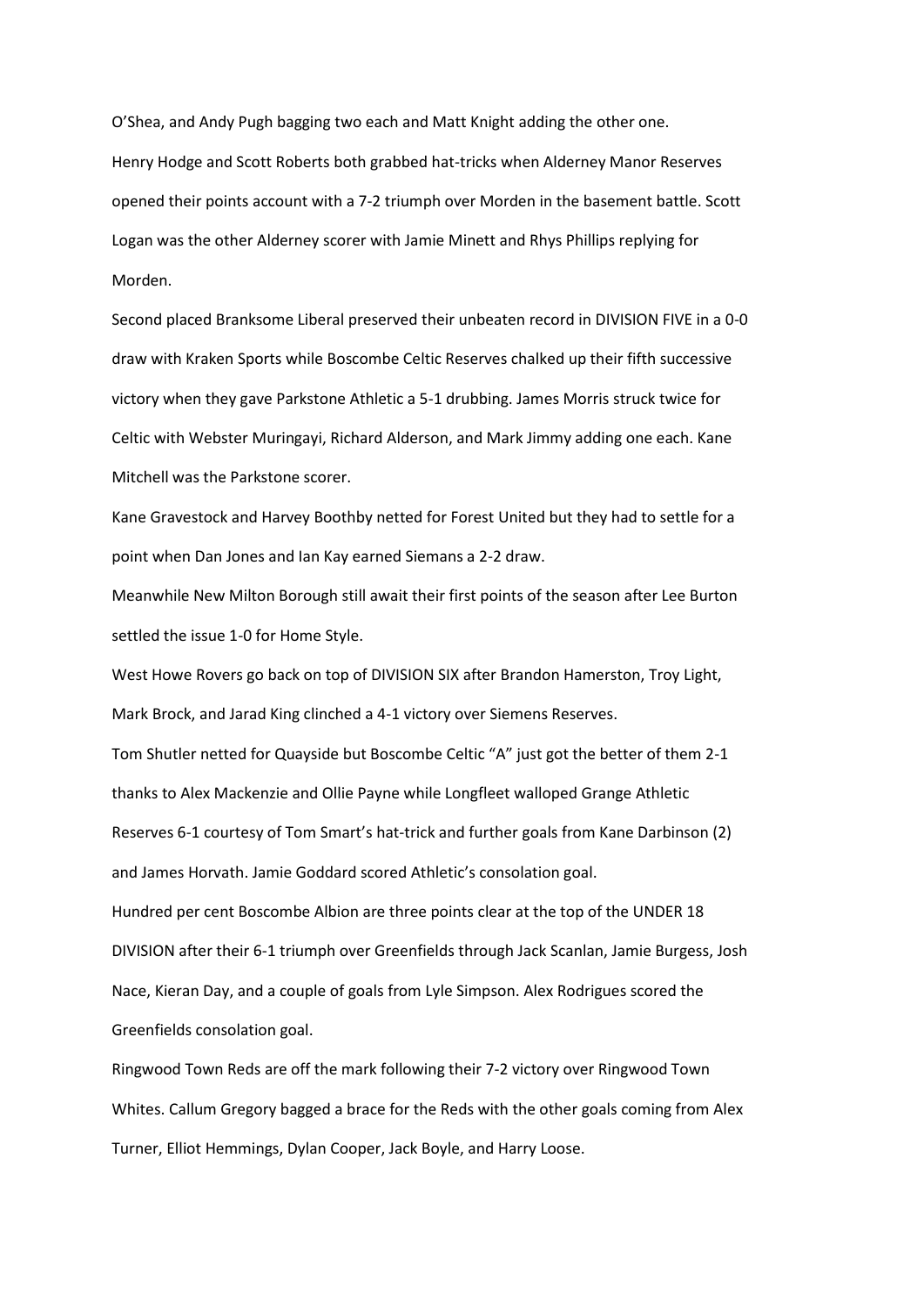O'Shea, and Andy Pugh bagging two each and Matt Knight adding the other one.

Henry Hodge and Scott Roberts both grabbed hat-tricks when Alderney Manor Reserves opened their points account with a 7-2 triumph over Morden in the basement battle. Scott Logan was the other Alderney scorer with Jamie Minett and Rhys Phillips replying for Morden.

Second placed Branksome Liberal preserved their unbeaten record in DIVISION FIVE in a 0-0 draw with Kraken Sports while Boscombe Celtic Reserves chalked up their fifth successive victory when they gave Parkstone Athletic a 5-1 drubbing. James Morris struck twice for Celtic with Webster Muringayi, Richard Alderson, and Mark Jimmy adding one each. Kane Mitchell was the Parkstone scorer.

Kane Gravestock and Harvey Boothby netted for Forest United but they had to settle for a point when Dan Jones and Ian Kay earned Siemans a 2-2 draw.

Meanwhile New Milton Borough still await their first points of the season after Lee Burton settled the issue 1-0 for Home Style.

West Howe Rovers go back on top of DIVISION SIX after Brandon Hamerston, Troy Light, Mark Brock, and Jarad King clinched a 4-1 victory over Siemens Reserves.

Tom Shutler netted for Quayside but Boscombe Celtic "A" just got the better of them 2-1 thanks to Alex Mackenzie and Ollie Payne while Longfleet walloped Grange Athletic Reserves 6-1 courtesy of Tom Smart's hat-trick and further goals from Kane Darbinson (2) and James Horvath. Jamie Goddard scored Athletic's consolation goal.

Hundred per cent Boscombe Albion are three points clear at the top of the UNDER 18 DIVISION after their 6-1 triumph over Greenfields through Jack Scanlan, Jamie Burgess, Josh Nace, Kieran Day, and a couple of goals from Lyle Simpson. Alex Rodrigues scored the Greenfields consolation goal.

Ringwood Town Reds are off the mark following their 7-2 victory over Ringwood Town Whites. Callum Gregory bagged a brace for the Reds with the other goals coming from Alex Turner, Elliot Hemmings, Dylan Cooper, Jack Boyle, and Harry Loose.